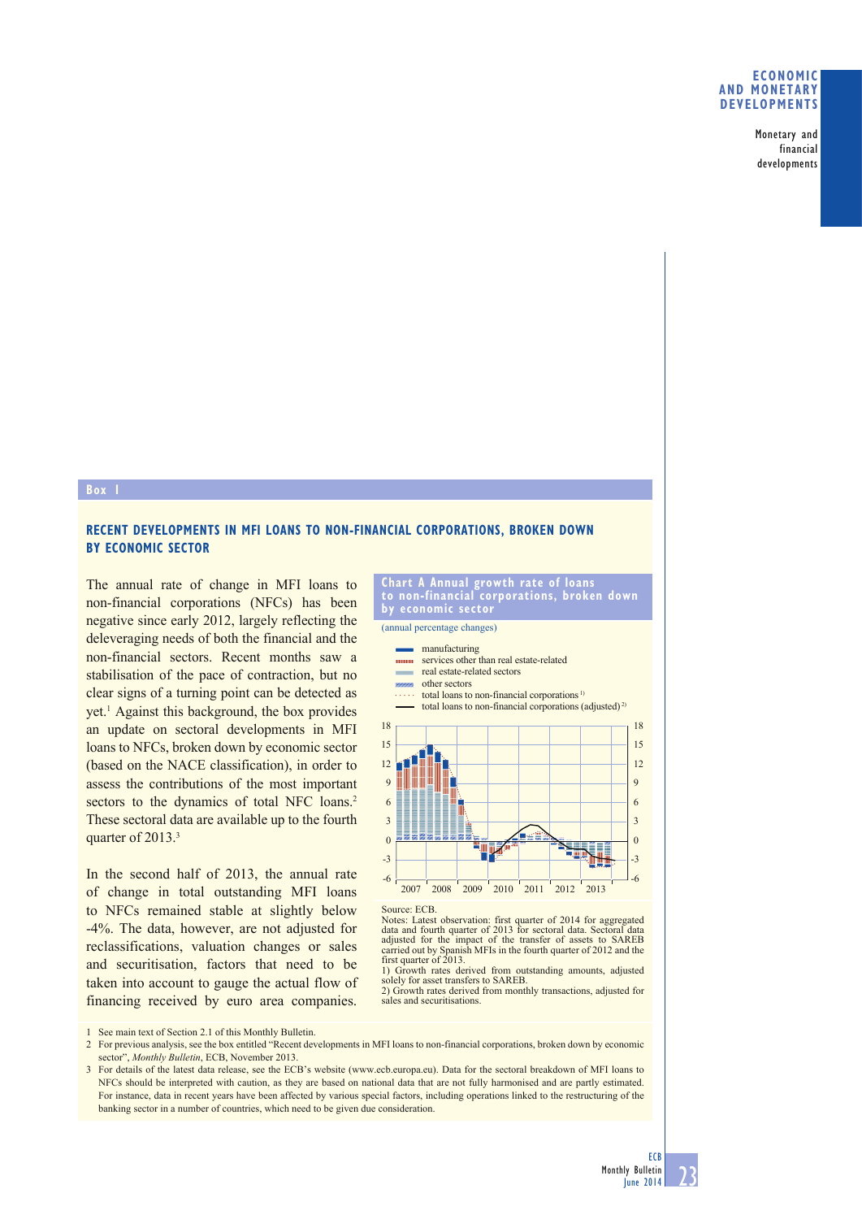## Box 1

## RECENT DEVELOPMENTS IN MFI LOANS TO NON-FINANCIAL CORPORATIONS, BROKEN DOWN BY ECONOMIC SECTOR

The annual rate of change in MFI loans to non-financial corporations (NFCs) has been negative since early 2012, largely reflecting the deleveraging needs of both the financial and the non-financial sectors. Recent months saw a stabilisation of the pace of contraction, but no clear signs of a turning point can be detected as yet.[1] Against this background, the box provides an update on sectoral developments in MFI loans to NFCs, broken down by economic sector (based on the NACE classification), in order to assess the contributions of the most important sectors to the dynamics of total NFC loans.[2] These sectoral data are available up to the fourth quarter of 2013.[3]

In the second half of 2013, the annual rate of change in total outstanding MFI loans to NFCs remained stable at slightly below -4%. The data, however, are not adjusted for reclassifications, valuation changes or sales and securitisation, factors that need to be taken into account to gauge the actual flow of financing received by euro area companies.

**Chart A Annual growth rate of loans to non-financial corporations, broken down by economic sector**

(annual percentage changes)

- manufacturing
- services other than real estate-related
- real estate-related sectors
- other sectors
- total loans to non-financial corporations 1)
- total loans to non-financial corporations (adjusted) 2)

Source: ECB.
Notes: Latest observation: first quarter of 2014 for aggregated data and fourth quarter of 2013 for sectoral data. Sectoral data adjusted for the impact of the transfer of assets to SAREB carried out by Spanish MFIs in the fourth quarter of 2012 and the first quarter of 2013.
1) Growth rates derived from outstanding amounts, adjusted solely for asset transfers to SAREB.
2) Growth rates derived from monthly transactions, adjusted for sales and securitisations.

1 See main text of Section 2.1 of this Monthly Bulletin.
2 For previous analysis, see the box entitled "Recent developments in MFI loans to non-financial corporations, broken down by economic sector", *Monthly Bulletin*, ECB, November 2013.
3 For details of the latest data release, see the ECB's website (www.ecb.europa.eu). Data for the sectoral breakdown of MFI loans to NFCs should be interpreted with caution, as they are based on national data that are not fully harmonised and are partly estimated. For instance, data in recent years have been affected by various special factors, including operations linked to the restructuring of the banking sector in a number of countries, which need to be given due consideration.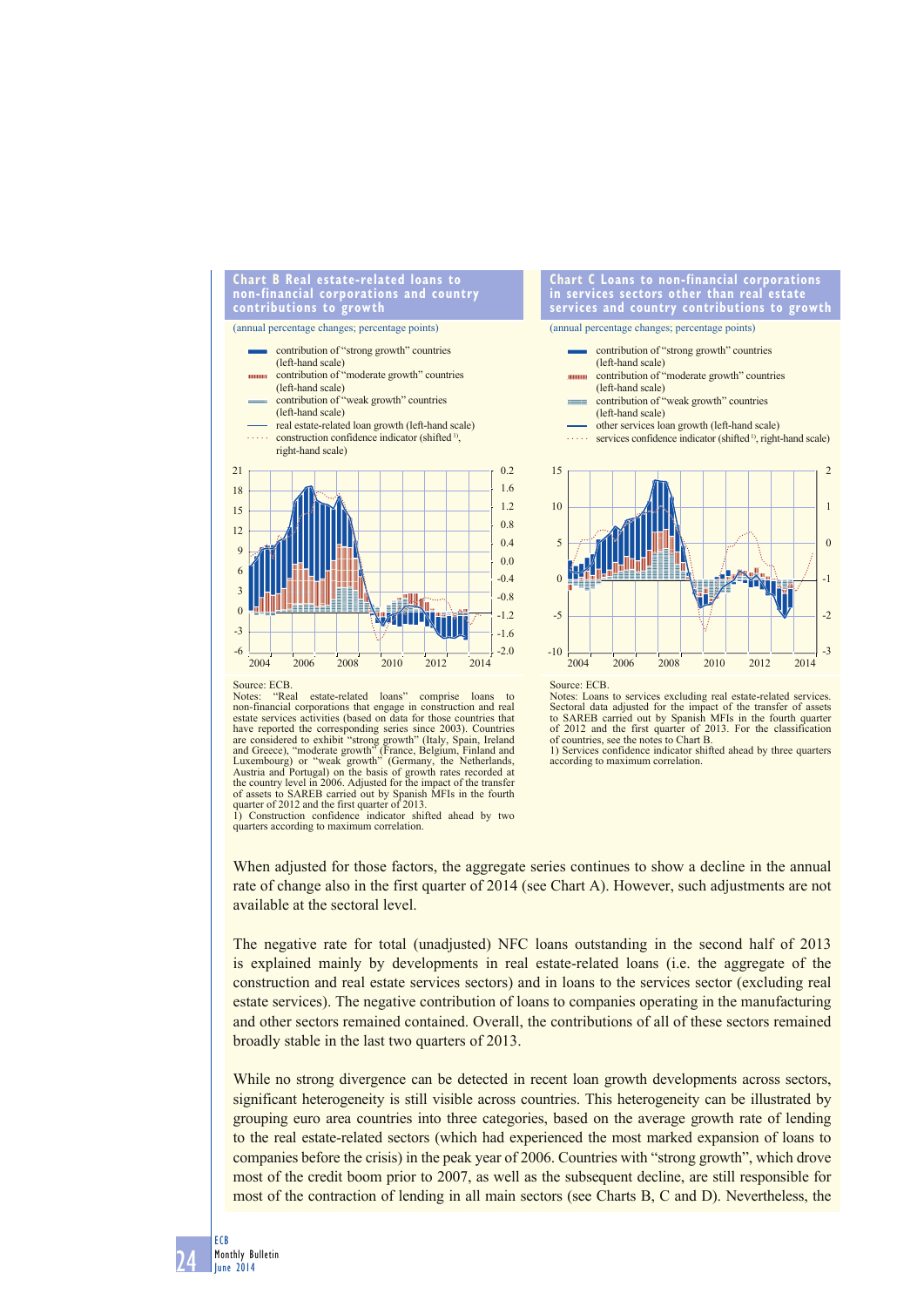**Chart B Real estate-related loans to non-financial corporations and country contributions to growth**

(annual percentage changes; percentage points)

- contribution of "strong growth" countries (left-hand scale)
- contribution of "moderate growth" countries (left-hand scale)
- contribution of "weak growth" countries (left-hand scale)
- real estate-related loan growth (left-hand scale)
- construction confidence indicator (shifted [1], right-hand scale)

Source: ECB.
Notes: "Real estate-related loans" comprise loans to non-financial corporations that engage in construction and real estate services activities (based on data for those countries that have reported the corresponding series since 2003). Countries are considered to exhibit "strong growth" (Italy, Spain, Ireland and Greece), "moderate growth" (France, Belgium, Finland and Luxembourg) or "weak growth" (Germany, the Netherlands, Austria and Portugal) on the basis of growth rates recorded at the country level in 2006. Adjusted for the impact of the transfer of assets to SAREB carried out by Spanish MFIs in the fourth quarter of 2012 and the first quarter of 2013.
1) Construction confidence indicator shifted ahead by two quarters according to maximum correlation.

**Chart C Loans to non-financial corporations in services sectors other than real estate services and country contributions to growth**

(annual percentage changes; percentage points)

- contribution of "strong growth" countries (left-hand scale)
- contribution of "moderate growth" countries (left-hand scale)
- contribution of "weak growth" countries (left-hand scale)
- other services loan growth (left-hand scale)
- services confidence indicator (shifted [1], right-hand scale)

Source: ECB.
Notes: Loans to services excluding real estate-related services. Sectoral data adjusted for the impact of the transfer of assets to SAREB carried out by Spanish MFIs in the fourth quarter of 2012 and the first quarter of 2013. For the classification of countries, see the notes to Chart B.
1) Services confidence indicator shifted ahead by three quarters according to maximum correlation.

When adjusted for those factors, the aggregate series continues to show a decline in the annual rate of change also in the first quarter of 2014 (see Chart A). However, such adjustments are not available at the sectoral level.

The negative rate for total (unadjusted) NFC loans outstanding in the second half of 2013 is explained mainly by developments in real estate-related loans (i.e. the aggregate of the construction and real estate services sectors) and in loans to the services sector (excluding real estate services). The negative contribution of loans to companies operating in the manufacturing and other sectors remained contained. Overall, the contributions of all of these sectors remained broadly stable in the last two quarters of 2013.

While no strong divergence can be detected in recent loan growth developments across sectors, significant heterogeneity is still visible across countries. This heterogeneity can be illustrated by grouping euro area countries into three categories, based on the average growth rate of lending to the real estate-related sectors (which had experienced the most marked expansion of loans to companies before the crisis) in the peak year of 2006. Countries with "strong growth", which drove most of the credit boom prior to 2007, as well as the subsequent decline, are still responsible for most of the contraction of lending in all main sectors (see Charts B, C and D). Nevertheless, the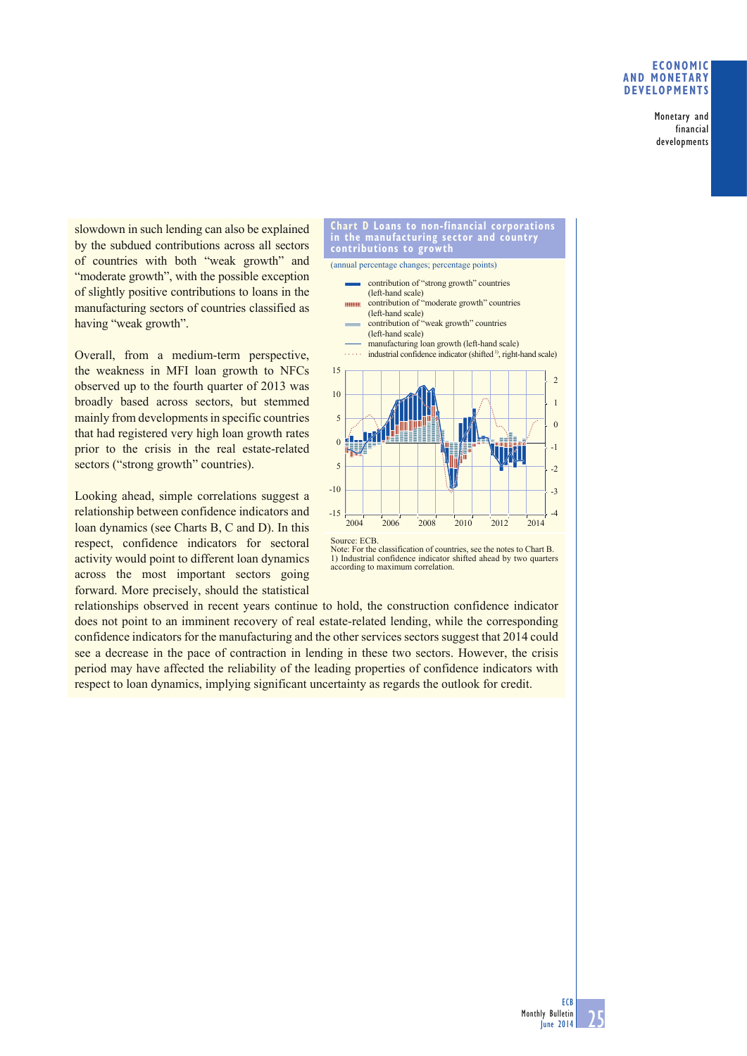slowdown in such lending can also be explained by the subdued contributions across all sectors of countries with both "weak growth" and "moderate growth", with the possible exception of slightly positive contributions to loans in the manufacturing sectors of countries classified as having "weak growth".

Overall, from a medium-term perspective, the weakness in MFI loan growth to NFCs observed up to the fourth quarter of 2013 was broadly based across sectors, but stemmed mainly from developments in specific countries that had registered very high loan growth rates prior to the crisis in the real estate-related sectors ("strong growth" countries).

Looking ahead, simple correlations suggest a relationship between confidence indicators and loan dynamics (see Charts B, C and D). In this respect, confidence indicators for sectoral activity would point to different loan dynamics across the most important sectors going forward. More precisely, should the statistical relationships observed in recent years continue to hold, the construction confidence indicator does not point to an imminent recovery of real estate-related lending, while the corresponding confidence indicators for the manufacturing and the other services sectors suggest that 2014 could see a decrease in the pace of contraction in lending in these two sectors. However, the crisis period may have affected the reliability of the leading properties of confidence indicators with respect to loan dynamics, implying significant uncertainty as regards the outlook for credit.

**Chart D Loans to non-financial corporations in the manufacturing sector and country contributions to growth**

(annual percentage changes; percentage points)

contribution of "strong growth" countries (left-hand scale)
contribution of "moderate growth" countries (left-hand scale)
contribution of "weak growth" countries (left-hand scale)
manufacturing loan growth (left-hand scale)
industrial confidence indicator (shifted[1], right-hand scale)

15
10
5
0
-5
-10
-15

2
1
0
-1
-2
-3
-4

2004 2006 2008 2010 2012 2014

Source: ECB.
Note: For the classification of countries, see the notes to Chart B.
1) Industrial confidence indicator shifted ahead by two quarters according to maximum correlation.